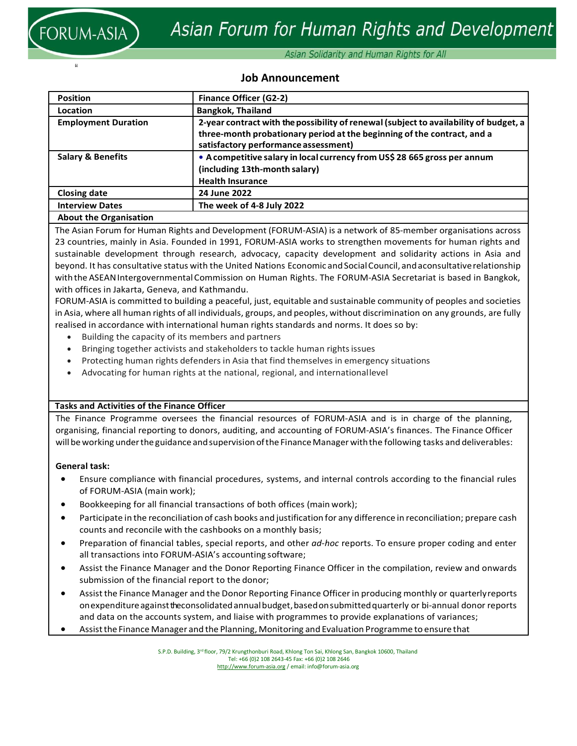# Job Announcement

| Position | Finance Officer (G2-2) |
|---|---|
| Location | Bangkok, Thailand |
| Employment Duration | 2-year contract with the possibility of renewal (subject to availability of budget, a three-month probationary period at the beginning of the contract, and a satisfactory performance assessment) |
| Salary & Benefits | • A competitive salary in local currency from US$ 28 665 gross per annum (including 13th-month salary) Health Insurance |
| Closing date | 24 June 2022 |
| Interview Dates | The week of 4-8 July 2022 |

**About the Organisation**

The Asian Forum for Human Rights and Development (FORUM-ASIA) is a network of 85-member organisations across 23 countries, mainly in Asia. Founded in 1991, FORUM-ASIA works to strengthen movements for human rights and sustainable development through research, advocacy, capacity development and solidarity actions in Asia and beyond. It has consultative status with the United Nations Economic and Social Council, and a consultative relationship with the ASEAN Intergovernmental Commission on Human Rights. The FORUM-ASIA Secretariat is based in Bangkok, with offices in Jakarta, Geneva, and Kathmandu.

FORUM-ASIA is committed to building a peaceful, just, equitable and sustainable community of peoples and societies in Asia, where all human rights of all individuals, groups, and peoples, without discrimination on any grounds, are fully realised in accordance with international human rights standards and norms. It does so by:

- Building the capacity of its members and partners
- Bringing together activists and stakeholders to tackle human rights issues
- Protecting human rights defenders in Asia that find themselves in emergency situations
- Advocating for human rights at the national, regional, and international level

**Tasks and Activities of the Finance Officer**

The Finance Programme oversees the financial resources of FORUM-ASIA and is in charge of the planning, organising, financial reporting to donors, auditing, and accounting of FORUM-ASIA's finances. The Finance Officer will be working under the guidance and supervision of the Finance Manager with the following tasks and deliverables:

**General task:**

- Ensure compliance with financial procedures, systems, and internal controls according to the financial rules of FORUM-ASIA (main work);
- Bookkeeping for all financial transactions of both offices (main work);
- Participate in the reconciliation of cash books and justification for any difference in reconciliation; prepare cash counts and reconcile with the cashbooks on a monthly basis;
- Preparation of financial tables, special reports, and other *ad-hoc* reports. To ensure proper coding and enter all transactions into FORUM-ASIA's accounting software;
- Assist the Finance Manager and the Donor Reporting Finance Officer in the compilation, review and onwards submission of the financial report to the donor;
- Assist the Finance Manager and the Donor Reporting Finance Officer in producing monthly or quarterly reports on expenditure against the consolidated annual budget, based on submitted quarterly or bi-annual donor reports and data on the accounts system, and liaise with programmes to provide explanations of variances;
- Assist the Finance Manager and the Planning, Monitoring and Evaluation Programme to ensure that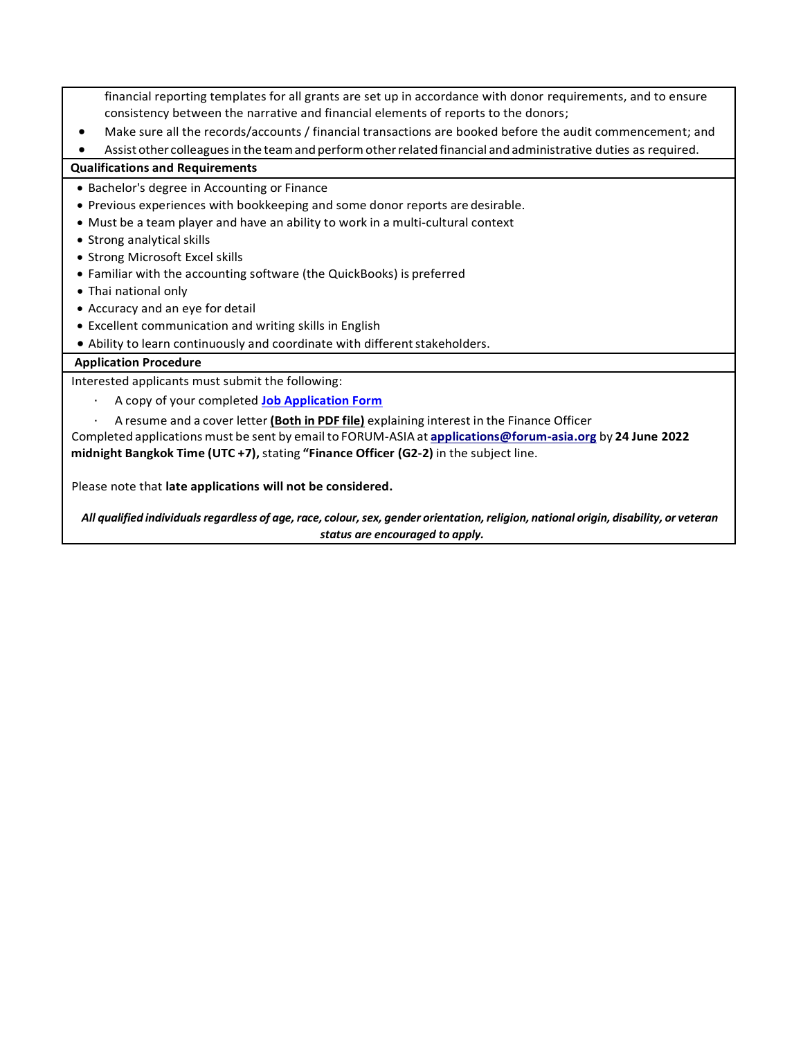financial reporting templates for all grants are set up in accordance with donor requirements, and to ensure consistency between the narrative and financial elements of reports to the donors;

- Make sure all the records/accounts / financial transactions are booked before the audit commencement; and
- Assist other colleagues in the team and perform other related financial and administrative duties as required.

**Qualifications and Requirements**

- Bachelor's degree in Accounting or Finance
- Previous experiences with bookkeeping and some donor reports are desirable.
- Must be a team player and have an ability to work in a multi-cultural context
- Strong analytical skills
- Strong Microsoft Excel skills
- Familiar with the accounting software (the QuickBooks) is preferred
- Thai national only
- Accuracy and an eye for detail
- Excellent communication and writing skills in English
- Ability to learn continuously and coordinate with different stakeholders.

**Application Procedure**

Interested applicants must submit the following:

- A copy of your completed **Job Application Form**
- A resume and a cover letter **(Both in PDF file)** explaining interest in the Finance Officer

Completed applications must be sent by email to FORUM-ASIA at **applications@forum-asia.org** by **24 June 2022 midnight Bangkok Time (UTC +7),** stating **"Finance Officer (G2-2)** in the subject line.

Please note that **late applications will not be considered.**

***All qualified individuals regardless of age, race, colour, sex, gender orientation, religion, national origin, disability, or veteran status are encouraged to apply.***